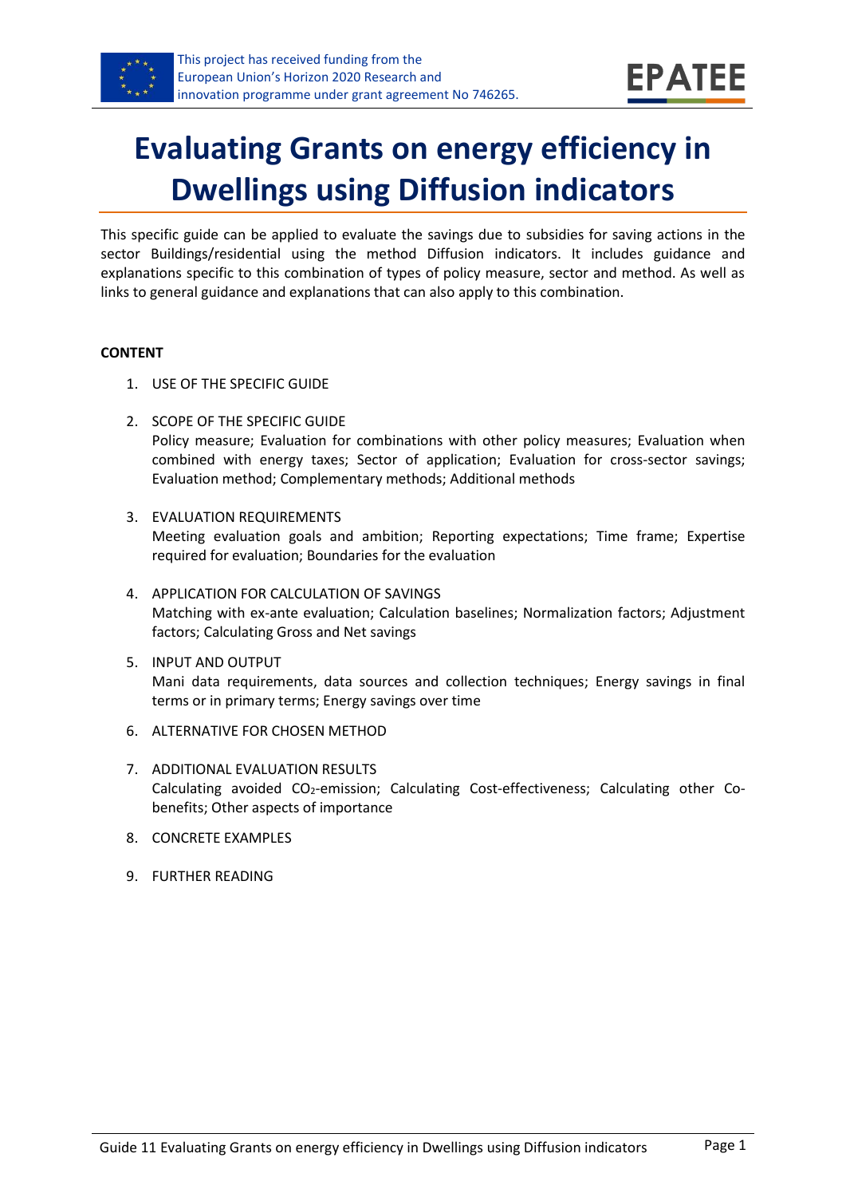This project has received funding from the European Union's Horizon 2020 Research and innovation programme under grant agreement No 746265.

# Evaluating Grants on energy efficiency in Dwellings using Diffusion indicators

This specific guide can be applied to evaluate the savings due to subsidies for saving actions in the sector Buildings/residential using the method Diffusion indicators. It includes guidance and explanations specific to this combination of types of policy measure, sector and method. As well as links to general guidance and explanations that can also apply to this combination.

**CONTENT**

1. USE OF THE SPECIFIC GUIDE
2. SCOPE OF THE SPECIFIC GUIDE
   Policy measure; Evaluation for combinations with other policy measures; Evaluation when combined with energy taxes; Sector of application; Evaluation for cross-sector savings; Evaluation method; Complementary methods; Additional methods
3. EVALUATION REQUIREMENTS
   Meeting evaluation goals and ambition; Reporting expectations; Time frame; Expertise required for evaluation; Boundaries for the evaluation
4. APPLICATION FOR CALCULATION OF SAVINGS
   Matching with ex-ante evaluation; Calculation baselines; Normalization factors; Adjustment factors; Calculating Gross and Net savings
5. INPUT AND OUTPUT
   Mani data requirements, data sources and collection techniques; Energy savings in final terms or in primary terms; Energy savings over time
6. ALTERNATIVE FOR CHOSEN METHOD
7. ADDITIONAL EVALUATION RESULTS
   Calculating avoided $CO_2$-emission; Calculating Cost-effectiveness; Calculating other Co-benefits; Other aspects of importance
8. CONCRETE EXAMPLES
9. FURTHER READING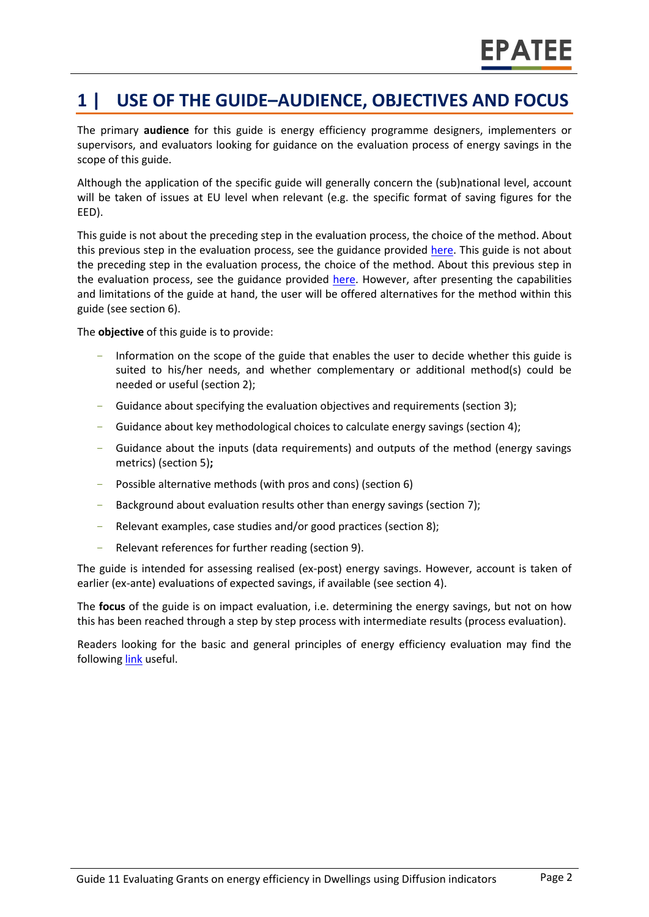# 1 | USE OF THE GUIDE–AUDIENCE, OBJECTIVES AND FOCUS

The primary **audience** for this guide is energy efficiency programme designers, implementers or supervisors, and evaluators looking for guidance on the evaluation process of energy savings in the scope of this guide.

Although the application of the specific guide will generally concern the (sub)national level, account will be taken of issues at EU level when relevant (e.g. the specific format of saving figures for the EED).

This guide is not about the preceding step in the evaluation process, the choice of the method. About this previous step in the evaluation process, see the guidance provided here. This guide is not about the preceding step in the evaluation process, the choice of the method. About this previous step in the evaluation process, see the guidance provided here. However, after presenting the capabilities and limitations of the guide at hand, the user will be offered alternatives for the method within this guide (see section 6).

The **objective** of this guide is to provide:

- Information on the scope of the guide that enables the user to decide whether this guide is suited to his/her needs, and whether complementary or additional method(s) could be needed or useful (section 2);
- Guidance about specifying the evaluation objectives and requirements (section 3);
- Guidance about key methodological choices to calculate energy savings (section 4);
- Guidance about the inputs (data requirements) and outputs of the method (energy savings metrics) (section 5)**;**
- Possible alternative methods (with pros and cons) (section 6)
- Background about evaluation results other than energy savings (section 7);
- Relevant examples, case studies and/or good practices (section 8);
- Relevant references for further reading (section 9).

The guide is intended for assessing realised (ex-post) energy savings. However, account is taken of earlier (ex-ante) evaluations of expected savings, if available (see section 4).

The **focus** of the guide is on impact evaluation, i.e. determining the energy savings, but not on how this has been reached through a step by step process with intermediate results (process evaluation).

Readers looking for the basic and general principles of energy efficiency evaluation may find the following link useful.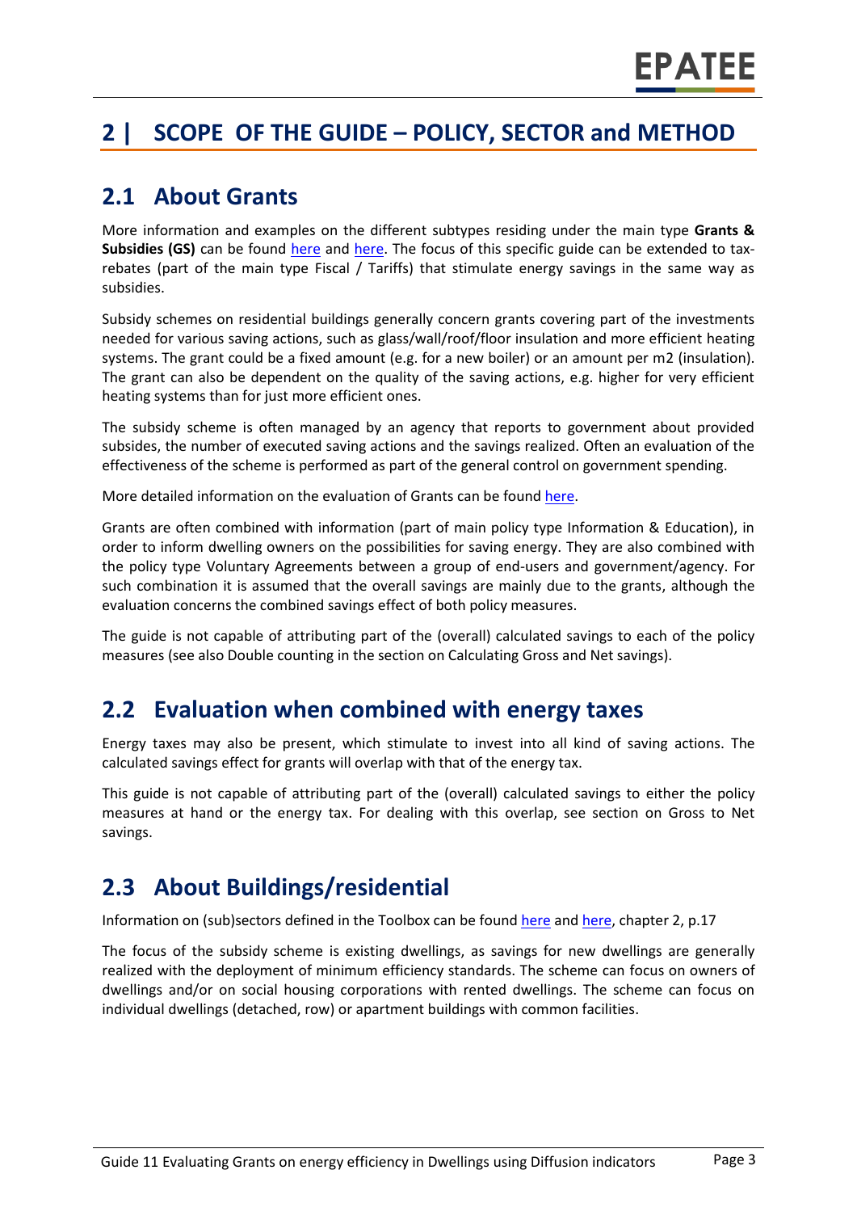# 2 | SCOPE OF THE GUIDE – POLICY, SECTOR and METHOD

## 2.1 About Grants

More information and examples on the different subtypes residing under the main type **Grants & Subsidies (GS)** can be found here and here. The focus of this specific guide can be extended to tax-rebates (part of the main type Fiscal / Tariffs) that stimulate energy savings in the same way as subsidies.

Subsidy schemes on residential buildings generally concern grants covering part of the investments needed for various saving actions, such as glass/wall/roof/floor insulation and more efficient heating systems. The grant could be a fixed amount (e.g. for a new boiler) or an amount per m2 (insulation). The grant can also be dependent on the quality of the saving actions, e.g. higher for very efficient heating systems than for just more efficient ones.

The subsidy scheme is often managed by an agency that reports to government about provided subsides, the number of executed saving actions and the savings realized. Often an evaluation of the effectiveness of the scheme is performed as part of the general control on government spending.

More detailed information on the evaluation of Grants can be found here.

Grants are often combined with information (part of main policy type Information & Education), in order to inform dwelling owners on the possibilities for saving energy. They are also combined with the policy type Voluntary Agreements between a group of end-users and government/agency. For such combination it is assumed that the overall savings are mainly due to the grants, although the evaluation concerns the combined savings effect of both policy measures.

The guide is not capable of attributing part of the (overall) calculated savings to each of the policy measures (see also Double counting in the section on Calculating Gross and Net savings).

## 2.2 Evaluation when combined with energy taxes

Energy taxes may also be present, which stimulate to invest into all kind of saving actions. The calculated savings effect for grants will overlap with that of the energy tax.

This guide is not capable of attributing part of the (overall) calculated savings to either the policy measures at hand or the energy tax. For dealing with this overlap, see section on Gross to Net savings.

## 2.3 About Buildings/residential

Information on (sub)sectors defined in the Toolbox can be found here and here, chapter 2, p.17

The focus of the subsidy scheme is existing dwellings, as savings for new dwellings are generally realized with the deployment of minimum efficiency standards. The scheme can focus on owners of dwellings and/or on social housing corporations with rented dwellings. The scheme can focus on individual dwellings (detached, row) or apartment buildings with common facilities.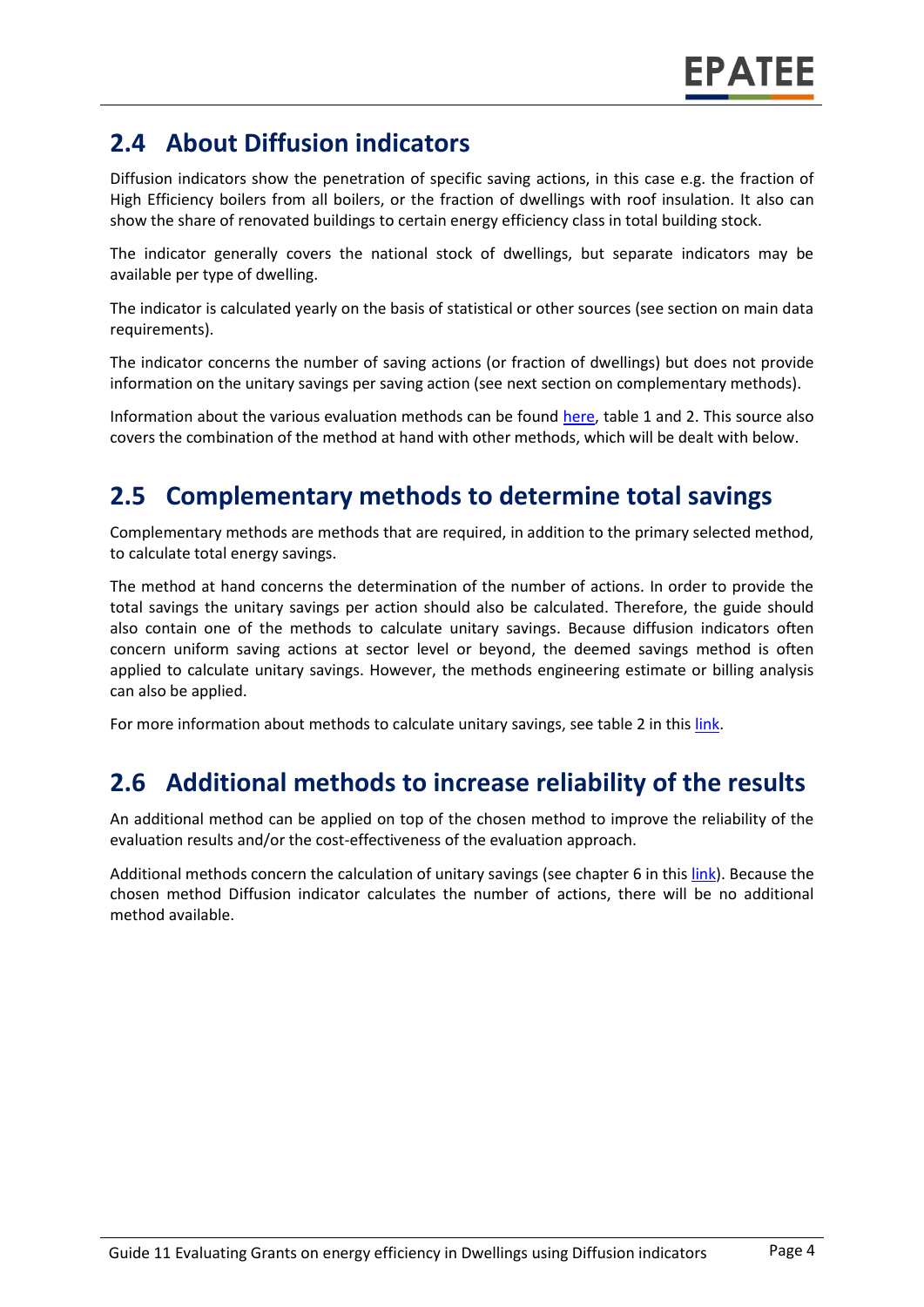## 2.4 About Diffusion indicators

Diffusion indicators show the penetration of specific saving actions, in this case e.g. the fraction of High Efficiency boilers from all boilers, or the fraction of dwellings with roof insulation. It also can show the share of renovated buildings to certain energy efficiency class in total building stock.

The indicator generally covers the national stock of dwellings, but separate indicators may be available per type of dwelling.

The indicator is calculated yearly on the basis of statistical or other sources (see section on main data requirements).

The indicator concerns the number of saving actions (or fraction of dwellings) but does not provide information on the unitary savings per saving action (see next section on complementary methods).

Information about the various evaluation methods can be found here, table 1 and 2. This source also covers the combination of the method at hand with other methods, which will be dealt with below.

## 2.5 Complementary methods to determine total savings

Complementary methods are methods that are required, in addition to the primary selected method, to calculate total energy savings.

The method at hand concerns the determination of the number of actions. In order to provide the total savings the unitary savings per action should also be calculated. Therefore, the guide should also contain one of the methods to calculate unitary savings. Because diffusion indicators often concern uniform saving actions at sector level or beyond, the deemed savings method is often applied to calculate unitary savings. However, the methods engineering estimate or billing analysis can also be applied.

For more information about methods to calculate unitary savings, see table 2 in this link.

## 2.6 Additional methods to increase reliability of the results

An additional method can be applied on top of the chosen method to improve the reliability of the evaluation results and/or the cost-effectiveness of the evaluation approach.

Additional methods concern the calculation of unitary savings (see chapter 6 in this link). Because the chosen method Diffusion indicator calculates the number of actions, there will be no additional method available.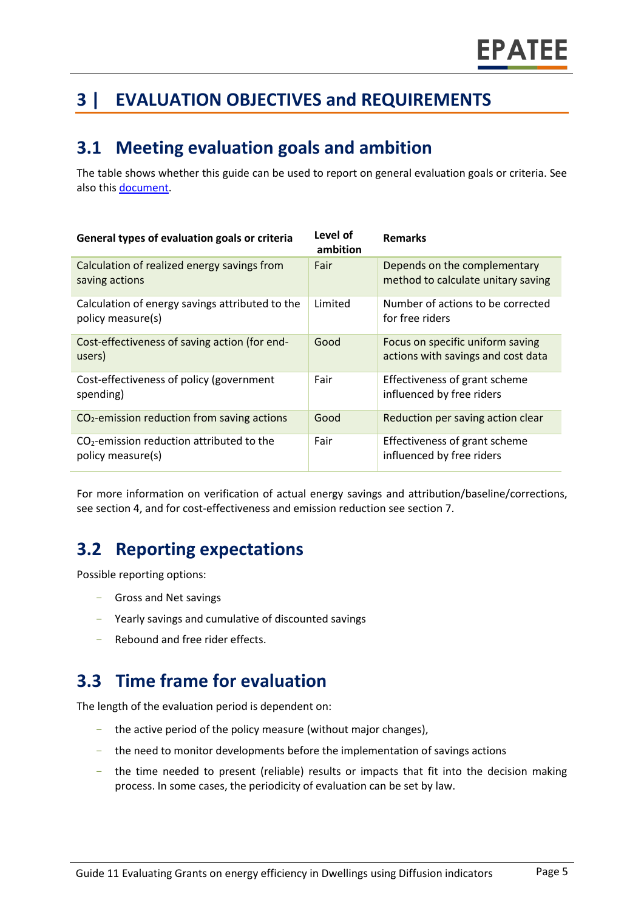# 3 | EVALUATION OBJECTIVES and REQUIREMENTS

## 3.1 Meeting evaluation goals and ambition

The table shows whether this guide can be used to report on general evaluation goals or criteria. See also this document.

| General types of evaluation goals or criteria | Level of ambition | Remarks |
|---|---|---|
| Calculation of realized energy savings from saving actions | Fair | Depends on the complementary method to calculate unitary saving |
| Calculation of energy savings attributed to the policy measure(s) | Limited | Number of actions to be corrected for free riders |
| Cost-effectiveness of saving action (for end-users) | Good | Focus on specific uniform saving actions with savings and cost data |
| Cost-effectiveness of policy (government spending) | Fair | Effectiveness of grant scheme influenced by free riders |
| $CO_2$-emission reduction from saving actions | Good | Reduction per saving action clear |
| $CO_2$-emission reduction attributed to the policy measure(s) | Fair | Effectiveness of grant scheme influenced by free riders |

For more information on verification of actual energy savings and attribution/baseline/corrections, see section 4, and for cost-effectiveness and emission reduction see section 7.

## 3.2 Reporting expectations

Possible reporting options:

- Gross and Net savings
- Yearly savings and cumulative of discounted savings
- Rebound and free rider effects.

## 3.3 Time frame for evaluation

The length of the evaluation period is dependent on:

- the active period of the policy measure (without major changes),
- the need to monitor developments before the implementation of savings actions
- the time needed to present (reliable) results or impacts that fit into the decision making process. In some cases, the periodicity of evaluation can be set by law.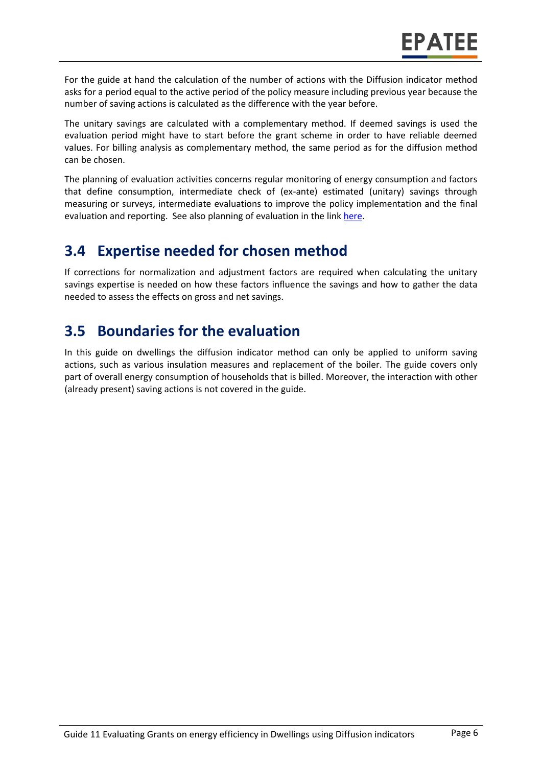For the guide at hand the calculation of the number of actions with the Diffusion indicator method asks for a period equal to the active period of the policy measure including previous year because the number of saving actions is calculated as the difference with the year before.

The unitary savings are calculated with a complementary method. If deemed savings is used the evaluation period might have to start before the grant scheme in order to have reliable deemed values. For billing analysis as complementary method, the same period as for the diffusion method can be chosen.

The planning of evaluation activities concerns regular monitoring of energy consumption and factors that define consumption, intermediate check of (ex-ante) estimated (unitary) savings through measuring or surveys, intermediate evaluations to improve the policy implementation and the final evaluation and reporting. See also planning of evaluation in the link here.

## 3.4 Expertise needed for chosen method

If corrections for normalization and adjustment factors are required when calculating the unitary savings expertise is needed on how these factors influence the savings and how to gather the data needed to assess the effects on gross and net savings.

## 3.5 Boundaries for the evaluation

In this guide on dwellings the diffusion indicator method can only be applied to uniform saving actions, such as various insulation measures and replacement of the boiler. The guide covers only part of overall energy consumption of households that is billed. Moreover, the interaction with other (already present) saving actions is not covered in the guide.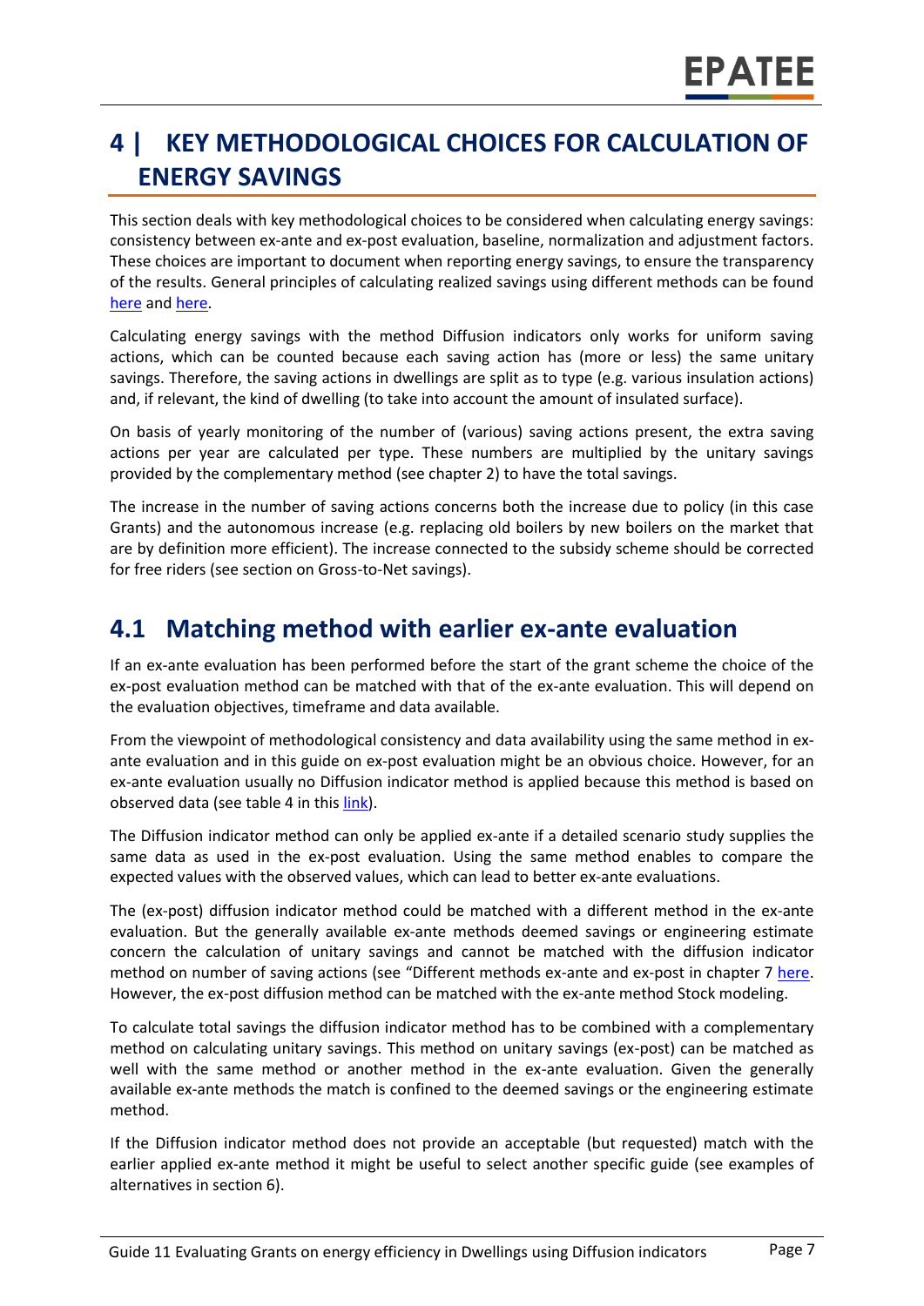# 4 | KEY METHODOLOGICAL CHOICES FOR CALCULATION OF ENERGY SAVINGS

This section deals with key methodological choices to be considered when calculating energy savings: consistency between ex-ante and ex-post evaluation, baseline, normalization and adjustment factors. These choices are important to document when reporting energy savings, to ensure the transparency of the results. General principles of calculating realized savings using different methods can be found here and here.

Calculating energy savings with the method Diffusion indicators only works for uniform saving actions, which can be counted because each saving action has (more or less) the same unitary savings. Therefore, the saving actions in dwellings are split as to type (e.g. various insulation actions) and, if relevant, the kind of dwelling (to take into account the amount of insulated surface).

On basis of yearly monitoring of the number of (various) saving actions present, the extra saving actions per year are calculated per type. These numbers are multiplied by the unitary savings provided by the complementary method (see chapter 2) to have the total savings.

The increase in the number of saving actions concerns both the increase due to policy (in this case Grants) and the autonomous increase (e.g. replacing old boilers by new boilers on the market that are by definition more efficient). The increase connected to the subsidy scheme should be corrected for free riders (see section on Gross-to-Net savings).

## 4.1 Matching method with earlier ex-ante evaluation

If an ex-ante evaluation has been performed before the start of the grant scheme the choice of the ex-post evaluation method can be matched with that of the ex-ante evaluation. This will depend on the evaluation objectives, timeframe and data available.

From the viewpoint of methodological consistency and data availability using the same method in ex-ante evaluation and in this guide on ex-post evaluation might be an obvious choice. However, for an ex-ante evaluation usually no Diffusion indicator method is applied because this method is based on observed data (see table 4 in this link).

The Diffusion indicator method can only be applied ex-ante if a detailed scenario study supplies the same data as used in the ex-post evaluation. Using the same method enables to compare the expected values with the observed values, which can lead to better ex-ante evaluations.

The (ex-post) diffusion indicator method could be matched with a different method in the ex-ante evaluation. But the generally available ex-ante methods deemed savings or engineering estimate concern the calculation of unitary savings and cannot be matched with the diffusion indicator method on number of saving actions (see "Different methods ex-ante and ex-post in chapter 7 here. However, the ex-post diffusion method can be matched with the ex-ante method Stock modeling.

To calculate total savings the diffusion indicator method has to be combined with a complementary method on calculating unitary savings. This method on unitary savings (ex-post) can be matched as well with the same method or another method in the ex-ante evaluation. Given the generally available ex-ante methods the match is confined to the deemed savings or the engineering estimate method.

If the Diffusion indicator method does not provide an acceptable (but requested) match with the earlier applied ex-ante method it might be useful to select another specific guide (see examples of alternatives in section 6).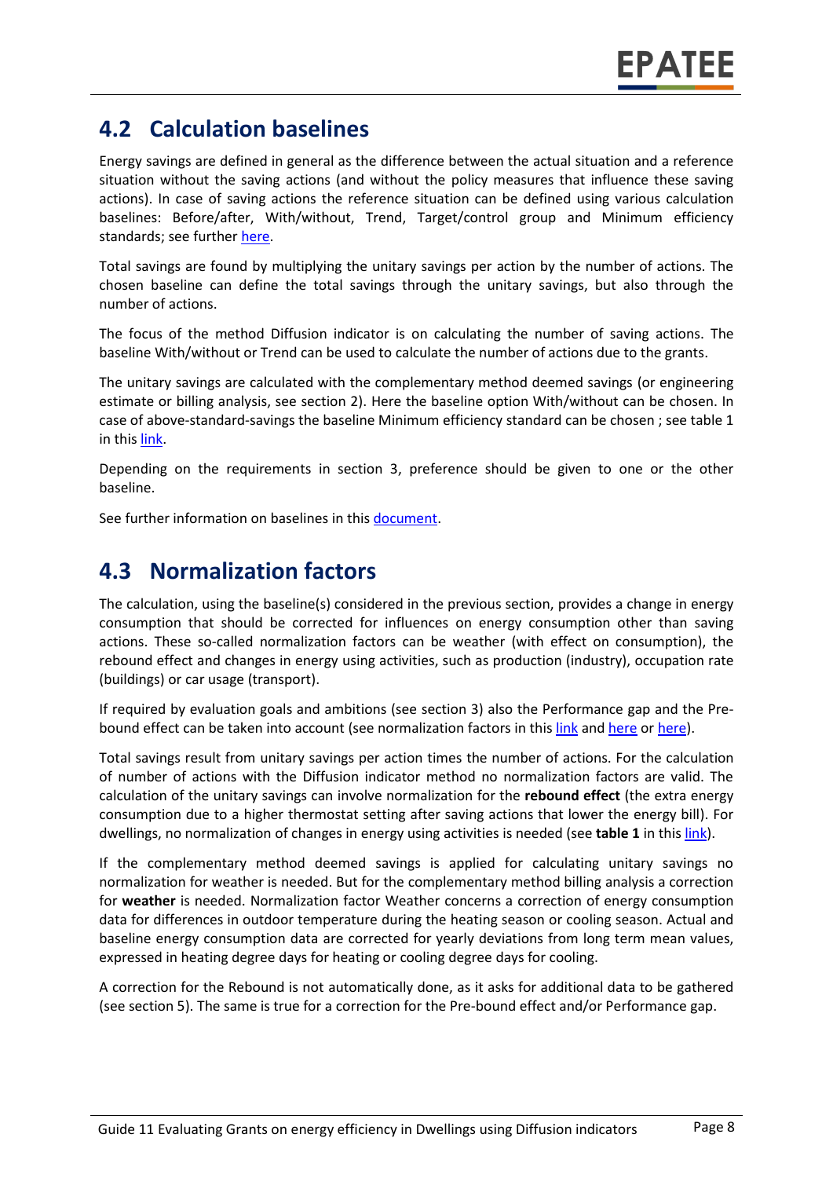## 4.2 Calculation baselines

Energy savings are defined in general as the difference between the actual situation and a reference situation without the saving actions (and without the policy measures that influence these saving actions). In case of saving actions the reference situation can be defined using various calculation baselines: Before/after, With/without, Trend, Target/control group and Minimum efficiency standards; see further here.

Total savings are found by multiplying the unitary savings per action by the number of actions. The chosen baseline can define the total savings through the unitary savings, but also through the number of actions.

The focus of the method Diffusion indicator is on calculating the number of saving actions. The baseline With/without or Trend can be used to calculate the number of actions due to the grants.

The unitary savings are calculated with the complementary method deemed savings (or engineering estimate or billing analysis, see section 2). Here the baseline option With/without can be chosen. In case of above-standard-savings the baseline Minimum efficiency standard can be chosen ; see table 1 in this link.

Depending on the requirements in section 3, preference should be given to one or the other baseline.

See further information on baselines in this document.

## 4.3 Normalization factors

The calculation, using the baseline(s) considered in the previous section, provides a change in energy consumption that should be corrected for influences on energy consumption other than saving actions. These so-called normalization factors can be weather (with effect on consumption), the rebound effect and changes in energy using activities, such as production (industry), occupation rate (buildings) or car usage (transport).

If required by evaluation goals and ambitions (see section 3) also the Performance gap and the Pre-bound effect can be taken into account (see normalization factors in this link and here or here).

Total savings result from unitary savings per action times the number of actions. For the calculation of number of actions with the Diffusion indicator method no normalization factors are valid. The calculation of the unitary savings can involve normalization for the **rebound effect** (the extra energy consumption due to a higher thermostat setting after saving actions that lower the energy bill). For dwellings, no normalization of changes in energy using activities is needed (see **table 1** in this link).

If the complementary method deemed savings is applied for calculating unitary savings no normalization for weather is needed. But for the complementary method billing analysis a correction for **weather** is needed. Normalization factor Weather concerns a correction of energy consumption data for differences in outdoor temperature during the heating season or cooling season. Actual and baseline energy consumption data are corrected for yearly deviations from long term mean values, expressed in heating degree days for heating or cooling degree days for cooling.

A correction for the Rebound is not automatically done, as it asks for additional data to be gathered (see section 5). The same is true for a correction for the Pre-bound effect and/or Performance gap.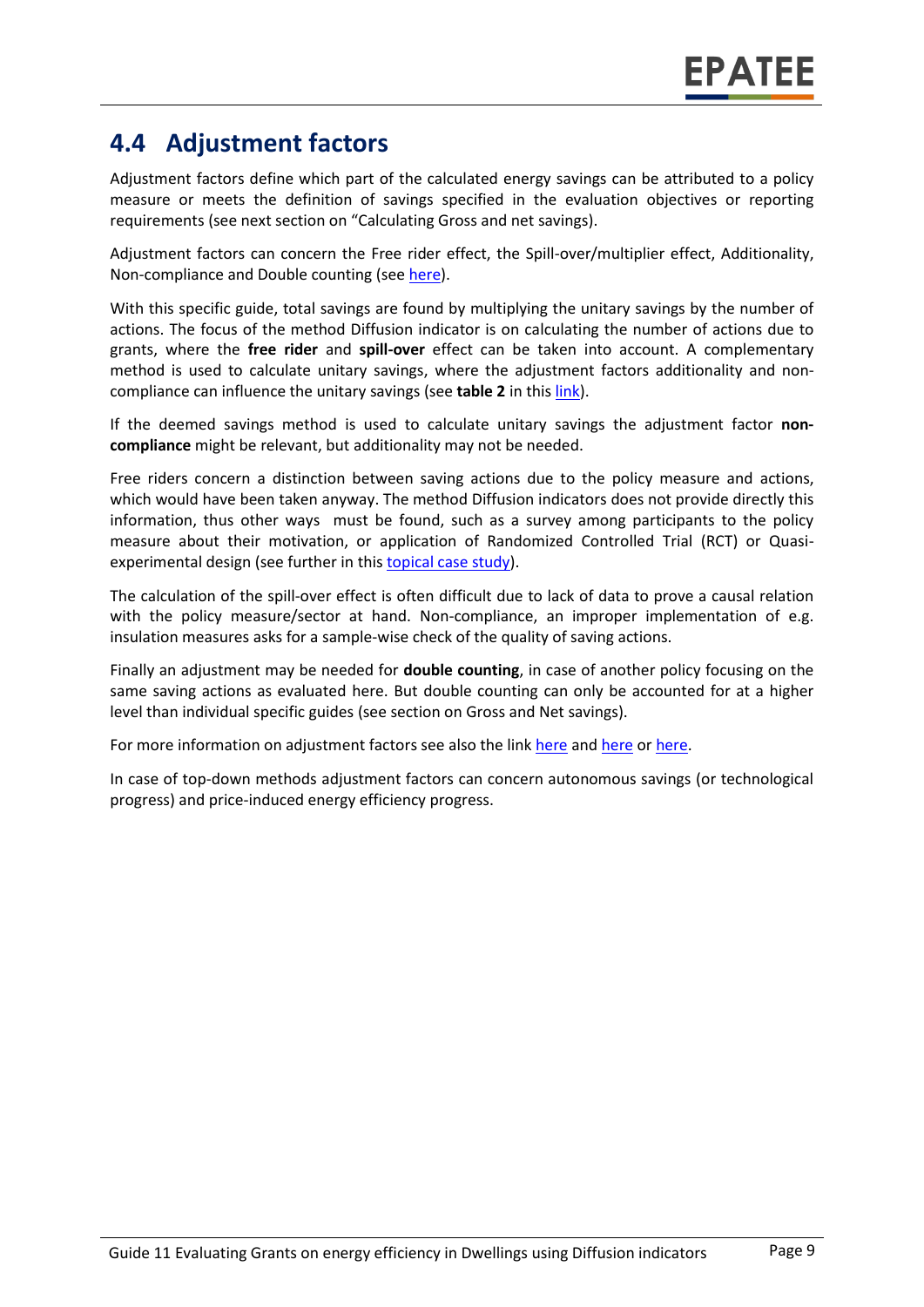## 4.4 Adjustment factors

Adjustment factors define which part of the calculated energy savings can be attributed to a policy measure or meets the definition of savings specified in the evaluation objectives or reporting requirements (see next section on "Calculating Gross and net savings).

Adjustment factors can concern the Free rider effect, the Spill-over/multiplier effect, Additionality, Non-compliance and Double counting (see here).

With this specific guide, total savings are found by multiplying the unitary savings by the number of actions. The focus of the method Diffusion indicator is on calculating the number of actions due to grants, where the **free rider** and **spill-over** effect can be taken into account. A complementary method is used to calculate unitary savings, where the adjustment factors additionality and non-compliance can influence the unitary savings (see **table 2** in this link).

If the deemed savings method is used to calculate unitary savings the adjustment factor **non-compliance** might be relevant, but additionality may not be needed.

Free riders concern a distinction between saving actions due to the policy measure and actions, which would have been taken anyway. The method Diffusion indicators does not provide directly this information, thus other ways must be found, such as a survey among participants to the policy measure about their motivation, or application of Randomized Controlled Trial (RCT) or Quasi-experimental design (see further in this topical case study).

The calculation of the spill-over effect is often difficult due to lack of data to prove a causal relation with the policy measure/sector at hand. Non-compliance, an improper implementation of e.g. insulation measures asks for a sample-wise check of the quality of saving actions.

Finally an adjustment may be needed for **double counting**, in case of another policy focusing on the same saving actions as evaluated here. But double counting can only be accounted for at a higher level than individual specific guides (see section on Gross and Net savings).

For more information on adjustment factors see also the link here and here or here.

In case of top-down methods adjustment factors can concern autonomous savings (or technological progress) and price-induced energy efficiency progress.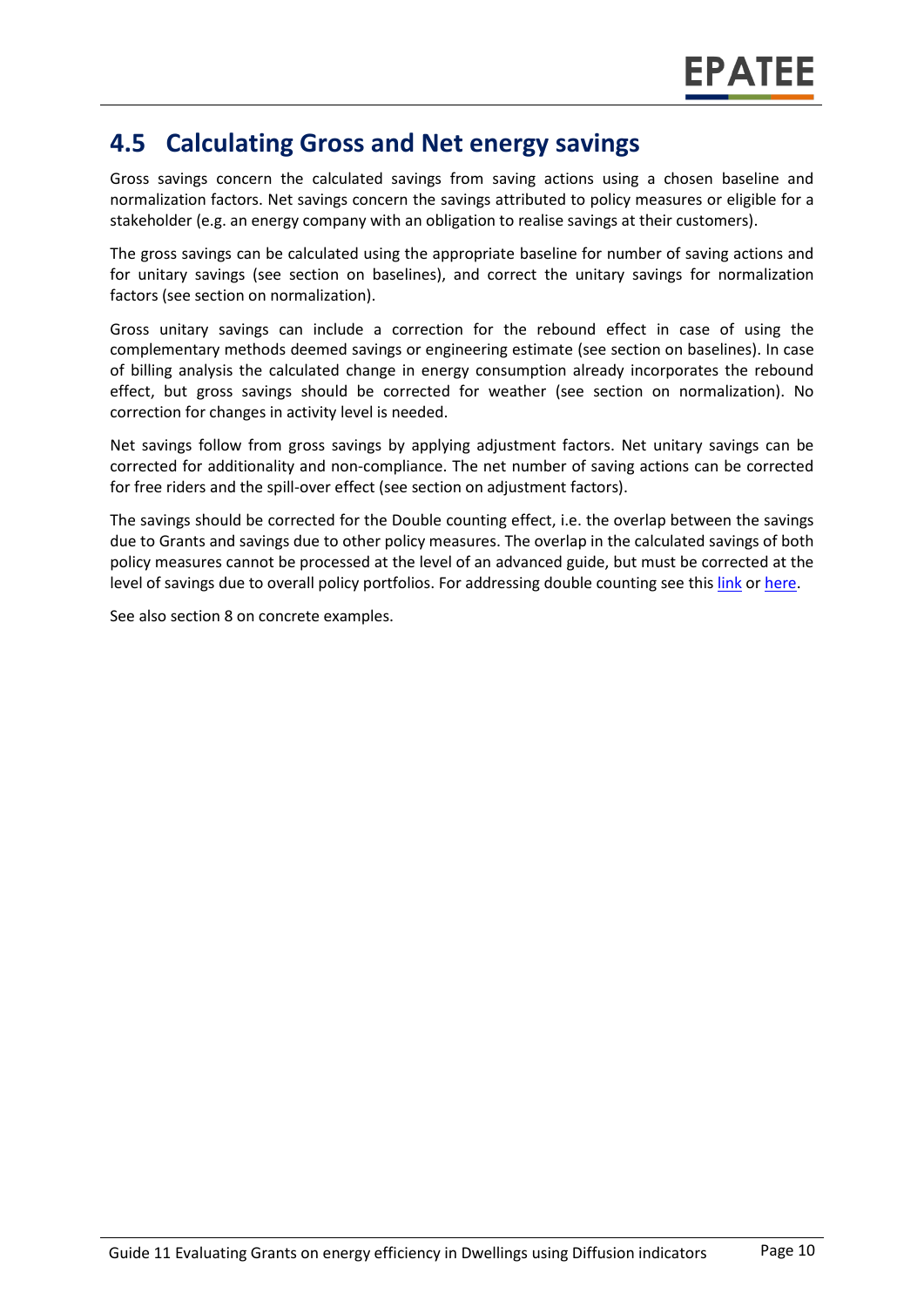## 4.5 Calculating Gross and Net energy savings

Gross savings concern the calculated savings from saving actions using a chosen baseline and normalization factors. Net savings concern the savings attributed to policy measures or eligible for a stakeholder (e.g. an energy company with an obligation to realise savings at their customers).

The gross savings can be calculated using the appropriate baseline for number of saving actions and for unitary savings (see section on baselines), and correct the unitary savings for normalization factors (see section on normalization).

Gross unitary savings can include a correction for the rebound effect in case of using the complementary methods deemed savings or engineering estimate (see section on baselines). In case of billing analysis the calculated change in energy consumption already incorporates the rebound effect, but gross savings should be corrected for weather (see section on normalization). No correction for changes in activity level is needed.

Net savings follow from gross savings by applying adjustment factors. Net unitary savings can be corrected for additionality and non-compliance. The net number of saving actions can be corrected for free riders and the spill-over effect (see section on adjustment factors).

The savings should be corrected for the Double counting effect, i.e. the overlap between the savings due to Grants and savings due to other policy measures. The overlap in the calculated savings of both policy measures cannot be processed at the level of an advanced guide, but must be corrected at the level of savings due to overall policy portfolios. For addressing double counting see this link or here.

See also section 8 on concrete examples.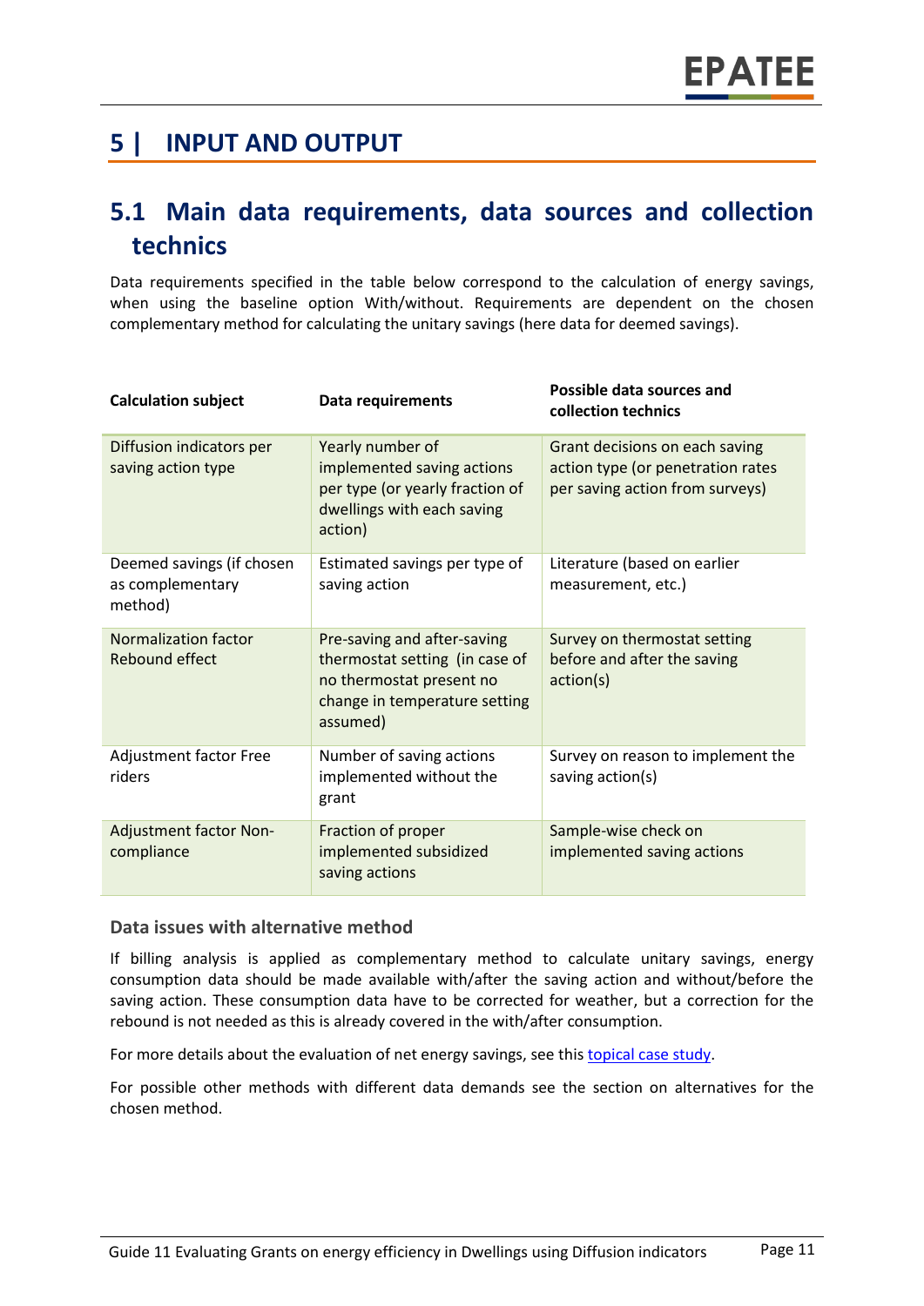# 5 | INPUT AND OUTPUT

## 5.1 Main data requirements, data sources and collection technics

Data requirements specified in the table below correspond to the calculation of energy savings, when using the baseline option With/without. Requirements are dependent on the chosen complementary method for calculating the unitary savings (here data for deemed savings).

| Calculation subject | Data requirements | Possible data sources and collection technics |
|---|---|---|
| Diffusion indicators per saving action type | Yearly number of implemented saving actions per type (or yearly fraction of dwellings with each saving action) | Grant decisions on each saving action type (or penetration rates per saving action from surveys) |
| Deemed savings (if chosen as complementary method) | Estimated savings per type of saving action | Literature (based on earlier measurement, etc.) |
| Normalization factor Rebound effect | Pre-saving and after-saving thermostat setting (in case of no thermostat present no change in temperature setting assumed) | Survey on thermostat setting before and after the saving action(s) |
| Adjustment factor Free riders | Number of saving actions implemented without the grant | Survey on reason to implement the saving action(s) |
| Adjustment factor Non-compliance | Fraction of proper implemented subsidized saving actions | Sample-wise check on implemented saving actions |

### Data issues with alternative method

If billing analysis is applied as complementary method to calculate unitary savings, energy consumption data should be made available with/after the saving action and without/before the saving action. These consumption data have to be corrected for weather, but a correction for the rebound is not needed as this is already covered in the with/after consumption.

For more details about the evaluation of net energy savings, see this topical case study.

For possible other methods with different data demands see the section on alternatives for the chosen method.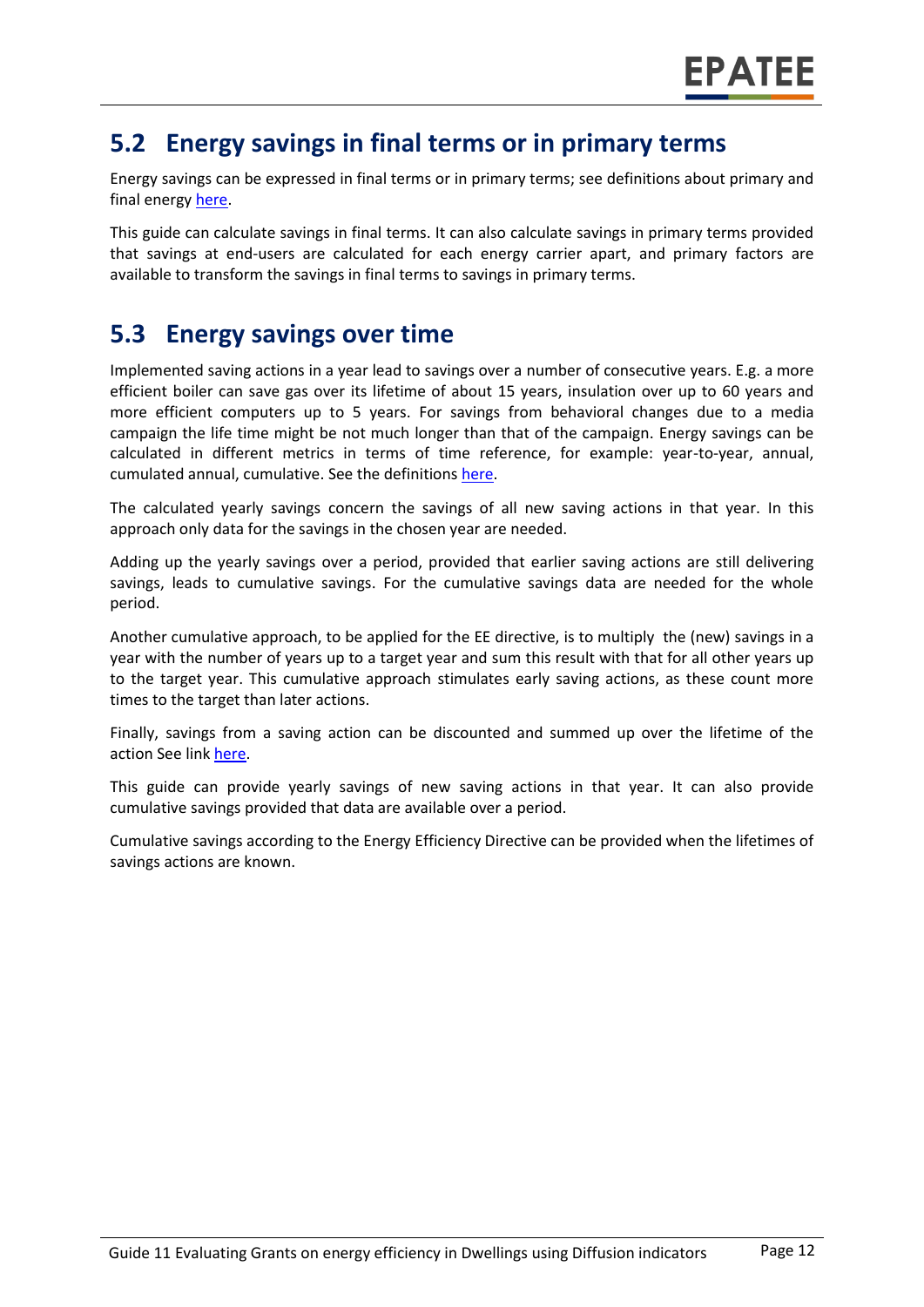## 5.2 Energy savings in final terms or in primary terms

Energy savings can be expressed in final terms or in primary terms; see definitions about primary and final energy here.

This guide can calculate savings in final terms. It can also calculate savings in primary terms provided that savings at end-users are calculated for each energy carrier apart, and primary factors are available to transform the savings in final terms to savings in primary terms.

## 5.3 Energy savings over time

Implemented saving actions in a year lead to savings over a number of consecutive years. E.g. a more efficient boiler can save gas over its lifetime of about 15 years, insulation over up to 60 years and more efficient computers up to 5 years. For savings from behavioral changes due to a media campaign the life time might be not much longer than that of the campaign. Energy savings can be calculated in different metrics in terms of time reference, for example: year-to-year, annual, cumulated annual, cumulative. See the definitions here.

The calculated yearly savings concern the savings of all new saving actions in that year. In this approach only data for the savings in the chosen year are needed.

Adding up the yearly savings over a period, provided that earlier saving actions are still delivering savings, leads to cumulative savings. For the cumulative savings data are needed for the whole period.

Another cumulative approach, to be applied for the EE directive, is to multiply the (new) savings in a year with the number of years up to a target year and sum this result with that for all other years up to the target year. This cumulative approach stimulates early saving actions, as these count more times to the target than later actions.

Finally, savings from a saving action can be discounted and summed up over the lifetime of the action See link here.

This guide can provide yearly savings of new saving actions in that year. It can also provide cumulative savings provided that data are available over a period.

Cumulative savings according to the Energy Efficiency Directive can be provided when the lifetimes of savings actions are known.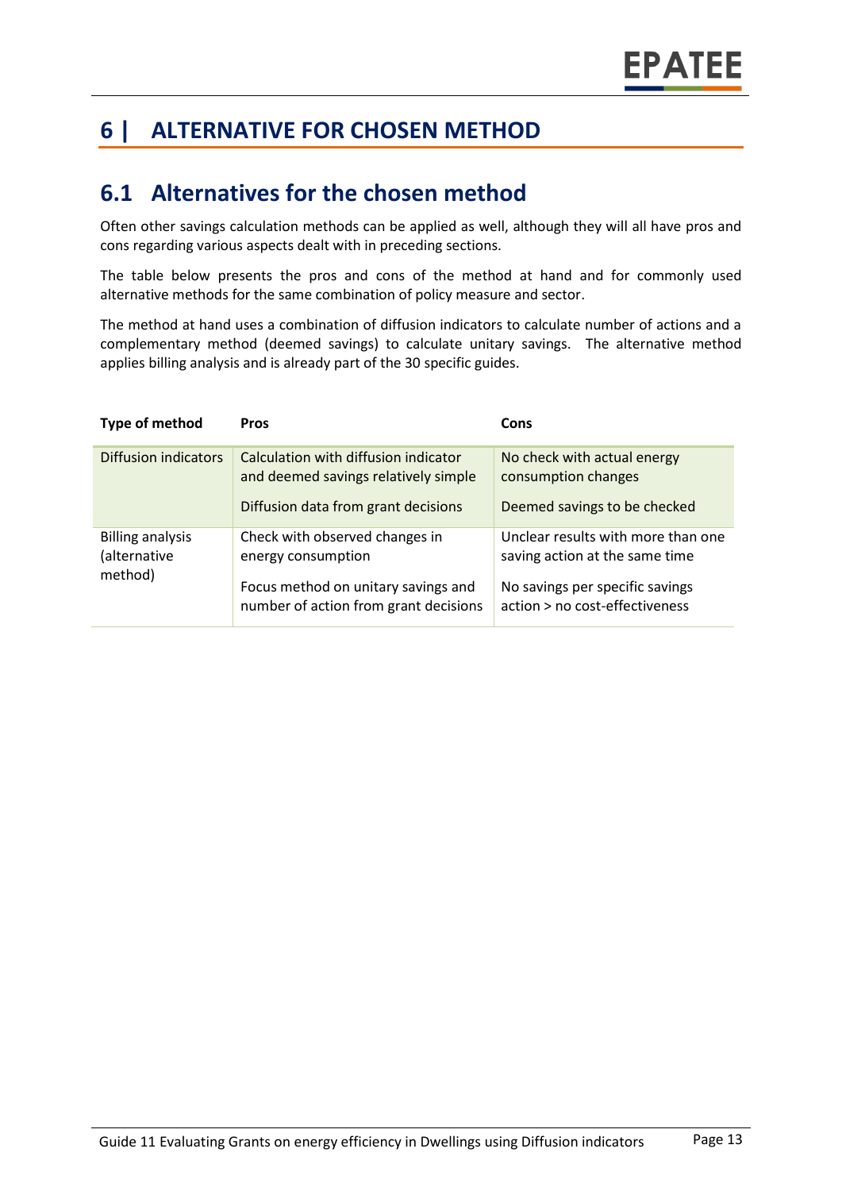# 6 | ALTERNATIVE FOR CHOSEN METHOD

## 6.1 Alternatives for the chosen method

Often other savings calculation methods can be applied as well, although they will all have pros and cons regarding various aspects dealt with in preceding sections.

The table below presents the pros and cons of the method at hand and for commonly used alternative methods for the same combination of policy measure and sector.

The method at hand uses a combination of diffusion indicators to calculate number of actions and a complementary method (deemed savings) to calculate unitary savings. The alternative method applies billing analysis and is already part of the 30 specific guides.

| Type of method | Pros | Cons |
|---|---|---|
| Diffusion indicators | Calculation with diffusion indicator and deemed savings relatively simple<br><br>Diffusion data from grant decisions | No check with actual energy consumption changes<br><br>Deemed savings to be checked |
| Billing analysis (alternative method) | Check with observed changes in energy consumption<br><br>Focus method on unitary savings and number of action from grant decisions | Unclear results with more than one saving action at the same time<br><br>No savings per specific savings action > no cost-effectiveness |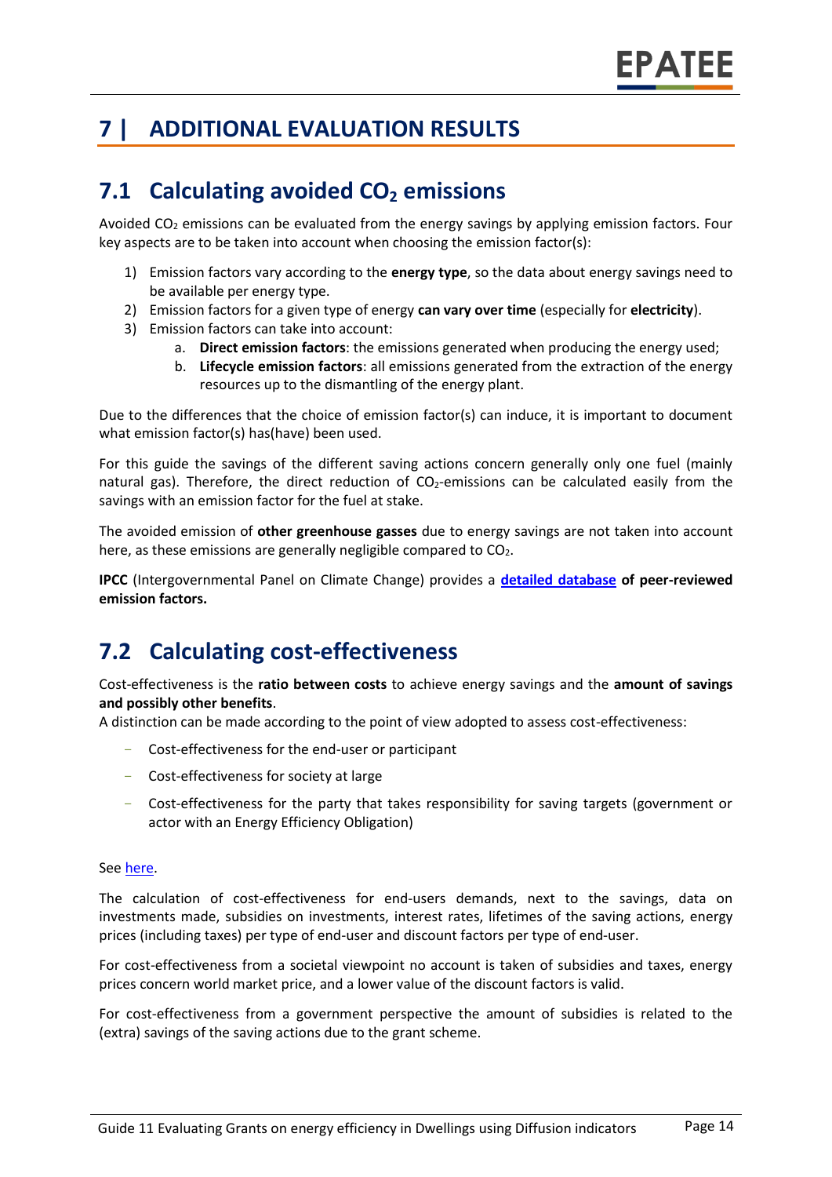# 7 | ADDITIONAL EVALUATION RESULTS

## 7.1 Calculating avoided $CO_2$ emissions

Avoided $CO_2$ emissions can be evaluated from the energy savings by applying emission factors. Four key aspects are to be taken into account when choosing the emission factor(s):

1) Emission factors vary according to the **energy type**, so the data about energy savings need to be available per energy type.
2) Emission factors for a given type of energy **can vary over time** (especially for **electricity**).
3) Emission factors can take into account:
    a. **Direct emission factors**: the emissions generated when producing the energy used;
    b. **Lifecycle emission factors**: all emissions generated from the extraction of the energy resources up to the dismantling of the energy plant.

Due to the differences that the choice of emission factor(s) can induce, it is important to document what emission factor(s) has(have) been used.

For this guide the savings of the different saving actions concern generally only one fuel (mainly natural gas). Therefore, the direct reduction of $CO_2$-emissions can be calculated easily from the savings with an emission factor for the fuel at stake.

The avoided emission of **other greenhouse gasses** due to energy savings are not taken into account here, as these emissions are generally negligible compared to $CO_2$.

**IPCC** (Intergovernmental Panel on Climate Change) provides a **detailed database of peer-reviewed emission factors.**

## 7.2 Calculating cost-effectiveness

Cost-effectiveness is the **ratio between costs** to achieve energy savings and the **amount of savings and possibly other benefits**.
A distinction can be made according to the point of view adopted to assess cost-effectiveness:

- Cost-effectiveness for the end-user or participant
- Cost-effectiveness for society at large
- Cost-effectiveness for the party that takes responsibility for saving targets (government or actor with an Energy Efficiency Obligation)

See here.

The calculation of cost-effectiveness for end-users demands, next to the savings, data on investments made, subsidies on investments, interest rates, lifetimes of the saving actions, energy prices (including taxes) per type of end-user and discount factors per type of end-user.

For cost-effectiveness from a societal viewpoint no account is taken of subsidies and taxes, energy prices concern world market price, and a lower value of the discount factors is valid.

For cost-effectiveness from a government perspective the amount of subsidies is related to the (extra) savings of the saving actions due to the grant scheme.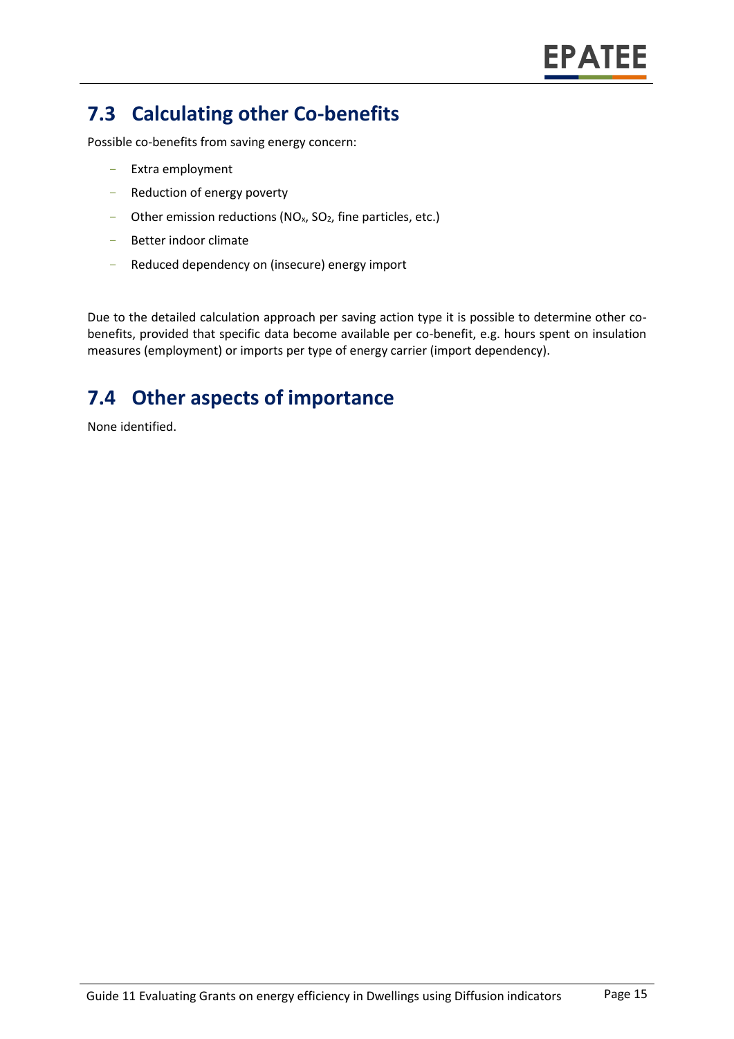## 7.3 Calculating other Co-benefits

Possible co-benefits from saving energy concern:

- Extra employment
- Reduction of energy poverty
- Other emission reductions ($NO_x$, $SO_2$, fine particles, etc.)
- Better indoor climate
- Reduced dependency on (insecure) energy import

Due to the detailed calculation approach per saving action type it is possible to determine other co-benefits, provided that specific data become available per co-benefit, e.g. hours spent on insulation measures (employment) or imports per type of energy carrier (import dependency).

## 7.4 Other aspects of importance

None identified.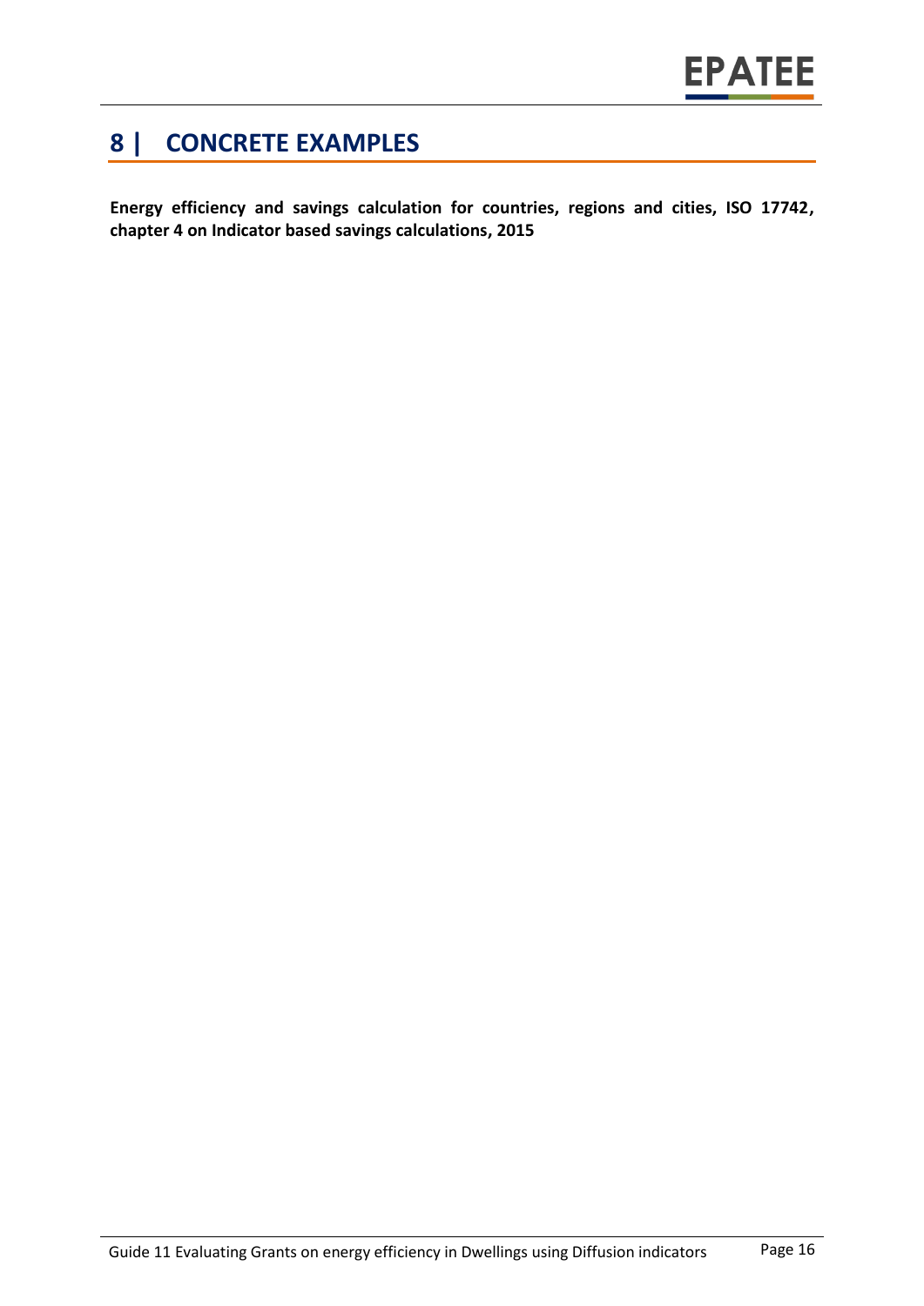# 8 | CONCRETE EXAMPLES

**Energy efficiency and savings calculation for countries, regions and cities, ISO 17742, chapter 4 on Indicator based savings calculations, 2015**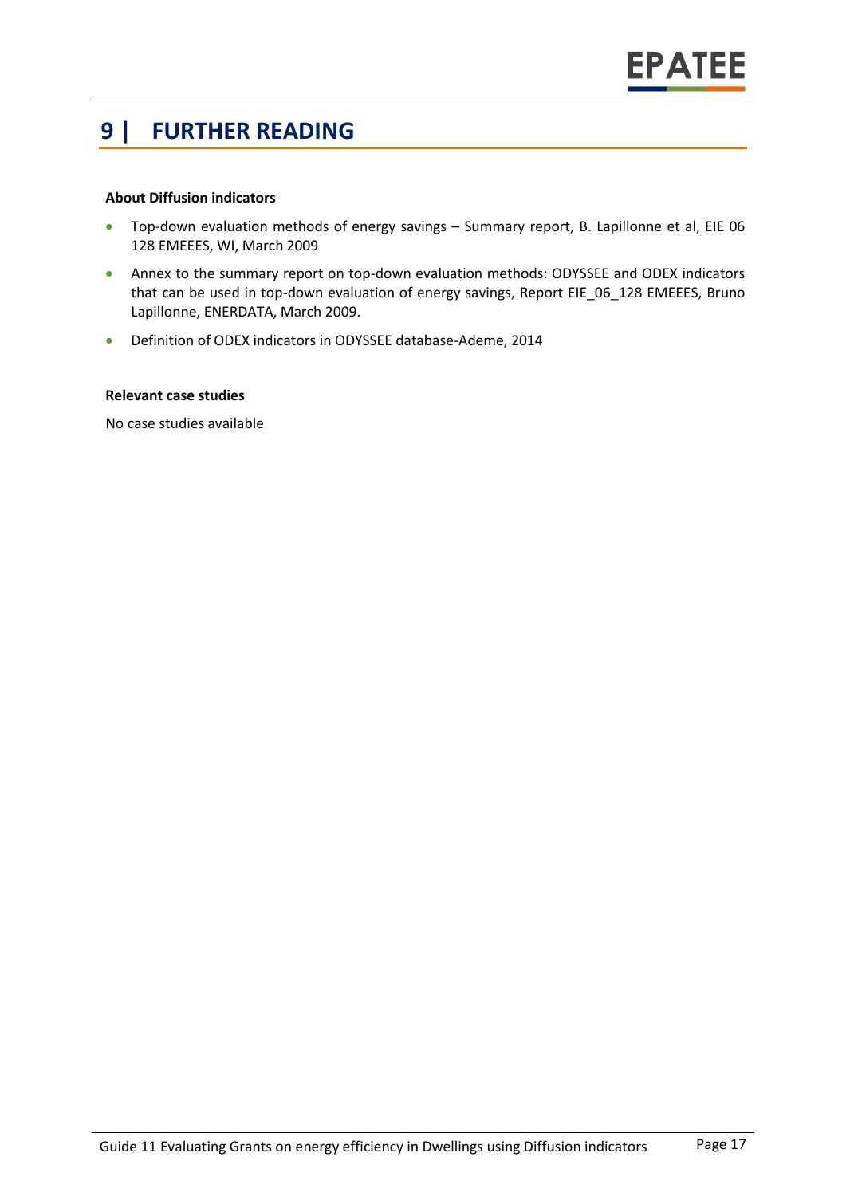# 9 | FURTHER READING

**About Diffusion indicators**

- Top-down evaluation methods of energy savings – Summary report, B. Lapillonne et al, EIE 06 128 EMEEES, WI, March 2009
- Annex to the summary report on top-down evaluation methods: ODYSSEE and ODEX indicators that can be used in top-down evaluation of energy savings, Report EIE_06_128 EMEEES, Bruno Lapillonne, ENERDATA, March 2009.
- Definition of ODEX indicators in ODYSSEE database-Ademe, 2014

**Relevant case studies**

No case studies available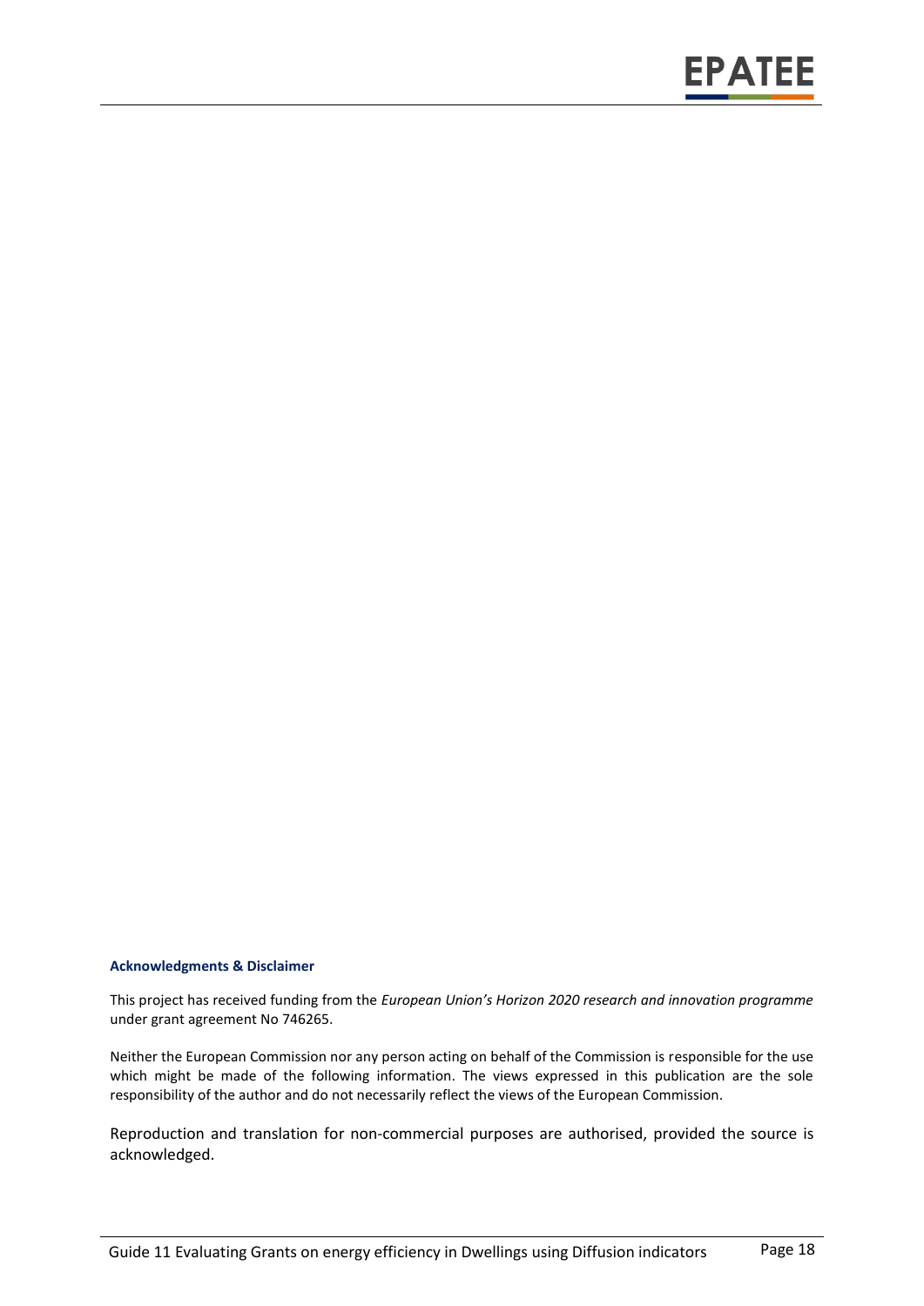**Acknowledgments & Disclaimer**

This project has received funding from the *European Union's Horizon 2020 research and innovation programme* under grant agreement No 746265.

Neither the European Commission nor any person acting on behalf of the Commission is responsible for the use which might be made of the following information. The views expressed in this publication are the sole responsibility of the author and do not necessarily reflect the views of the European Commission.

Reproduction and translation for non-commercial purposes are authorised, provided the source is acknowledged.